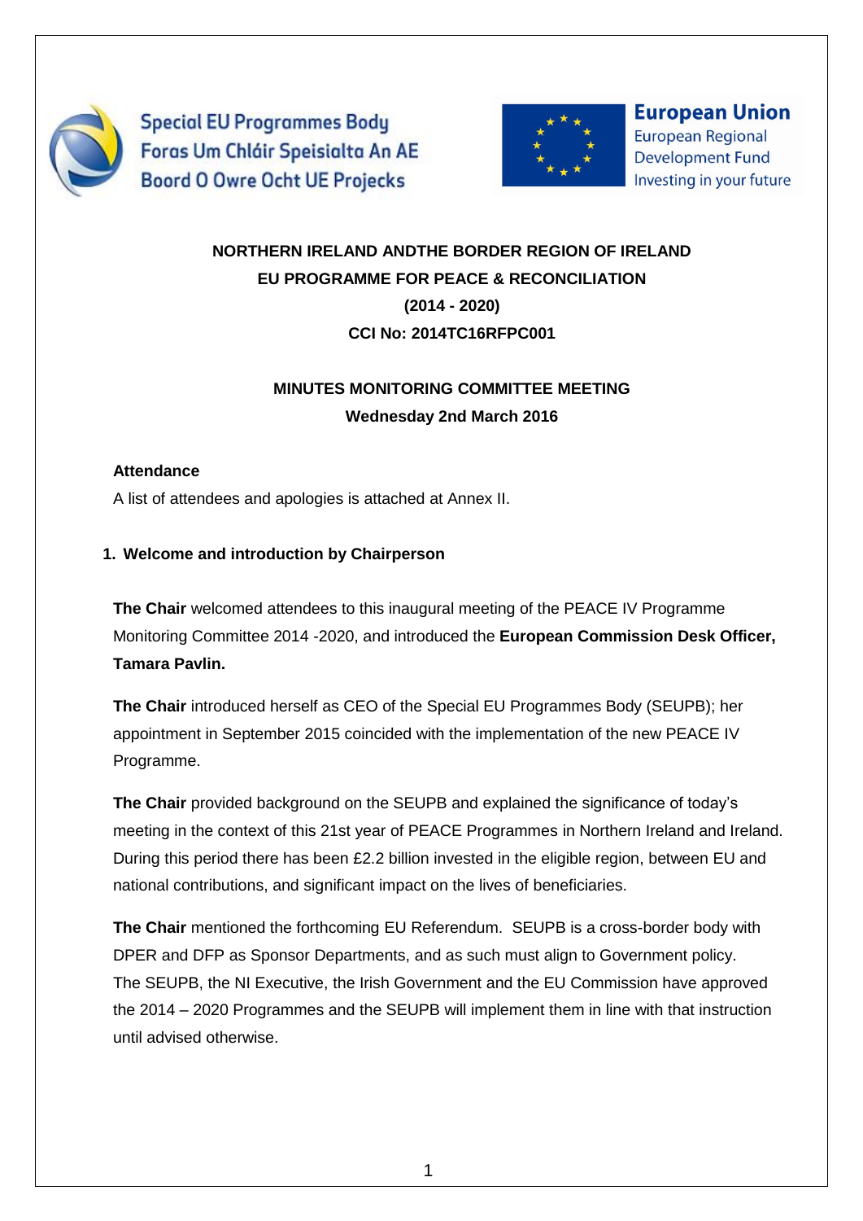Special EU Programmes Body
Foras Um Chláir Speisialta An AE
Boord O Owre Ocht UE Projecks

European Union
European Regional Development Fund
Investing in your future

**NORTHERN IRELAND ANDTHE BORDER REGION OF IRELAND**
**EU PROGRAMME FOR PEACE & RECONCILIATION**
**(2014 - 2020)**
**CCI No: 2014TC16RFPC001**

**MINUTES MONITORING COMMITTEE MEETING**
**Wednesday 2nd March 2016**

**Attendance**

A list of attendees and apologies is attached at Annex II.

## 1. Welcome and introduction by Chairperson

**The Chair** welcomed attendees to this inaugural meeting of the PEACE IV Programme Monitoring Committee 2014 -2020, and introduced the **European Commission Desk Officer, Tamara Pavlin.**

**The Chair** introduced herself as CEO of the Special EU Programmes Body (SEUPB); her appointment in September 2015 coincided with the implementation of the new PEACE IV Programme.

**The Chair** provided background on the SEUPB and explained the significance of today's meeting in the context of this 21st year of PEACE Programmes in Northern Ireland and Ireland. During this period there has been £2.2 billion invested in the eligible region, between EU and national contributions, and significant impact on the lives of beneficiaries.

**The Chair** mentioned the forthcoming EU Referendum. SEUPB is a cross-border body with DPER and DFP as Sponsor Departments, and as such must align to Government policy. The SEUPB, the NI Executive, the Irish Government and the EU Commission have approved the 2014 – 2020 Programmes and the SEUPB will implement them in line with that instruction until advised otherwise.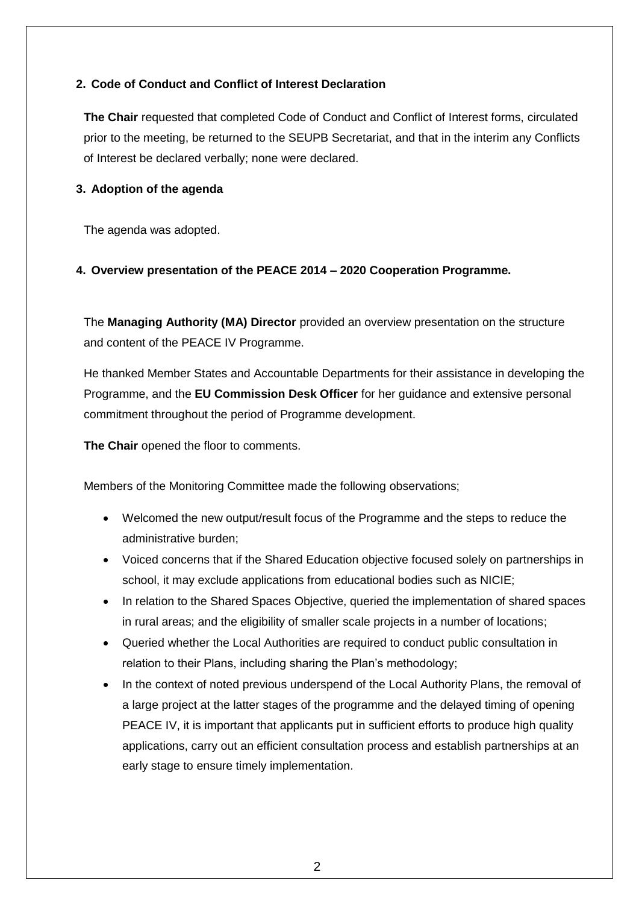## 2. Code of Conduct and Conflict of Interest Declaration

**The Chair** requested that completed Code of Conduct and Conflict of Interest forms, circulated prior to the meeting, be returned to the SEUPB Secretariat, and that in the interim any Conflicts of Interest be declared verbally; none were declared.

## 3. Adoption of the agenda

The agenda was adopted.

## 4. Overview presentation of the PEACE 2014 – 2020 Cooperation Programme.

The **Managing Authority (MA) Director** provided an overview presentation on the structure and content of the PEACE IV Programme.

He thanked Member States and Accountable Departments for their assistance in developing the Programme, and the **EU Commission Desk Officer** for her guidance and extensive personal commitment throughout the period of Programme development.

**The Chair** opened the floor to comments.

Members of the Monitoring Committee made the following observations;

- Welcomed the new output/result focus of the Programme and the steps to reduce the administrative burden;
- Voiced concerns that if the Shared Education objective focused solely on partnerships in school, it may exclude applications from educational bodies such as NICIE;
- In relation to the Shared Spaces Objective, queried the implementation of shared spaces in rural areas; and the eligibility of smaller scale projects in a number of locations;
- Queried whether the Local Authorities are required to conduct public consultation in relation to their Plans, including sharing the Plan's methodology;
- In the context of noted previous underspend of the Local Authority Plans, the removal of a large project at the latter stages of the programme and the delayed timing of opening PEACE IV, it is important that applicants put in sufficient efforts to produce high quality applications, carry out an efficient consultation process and establish partnerships at an early stage to ensure timely implementation.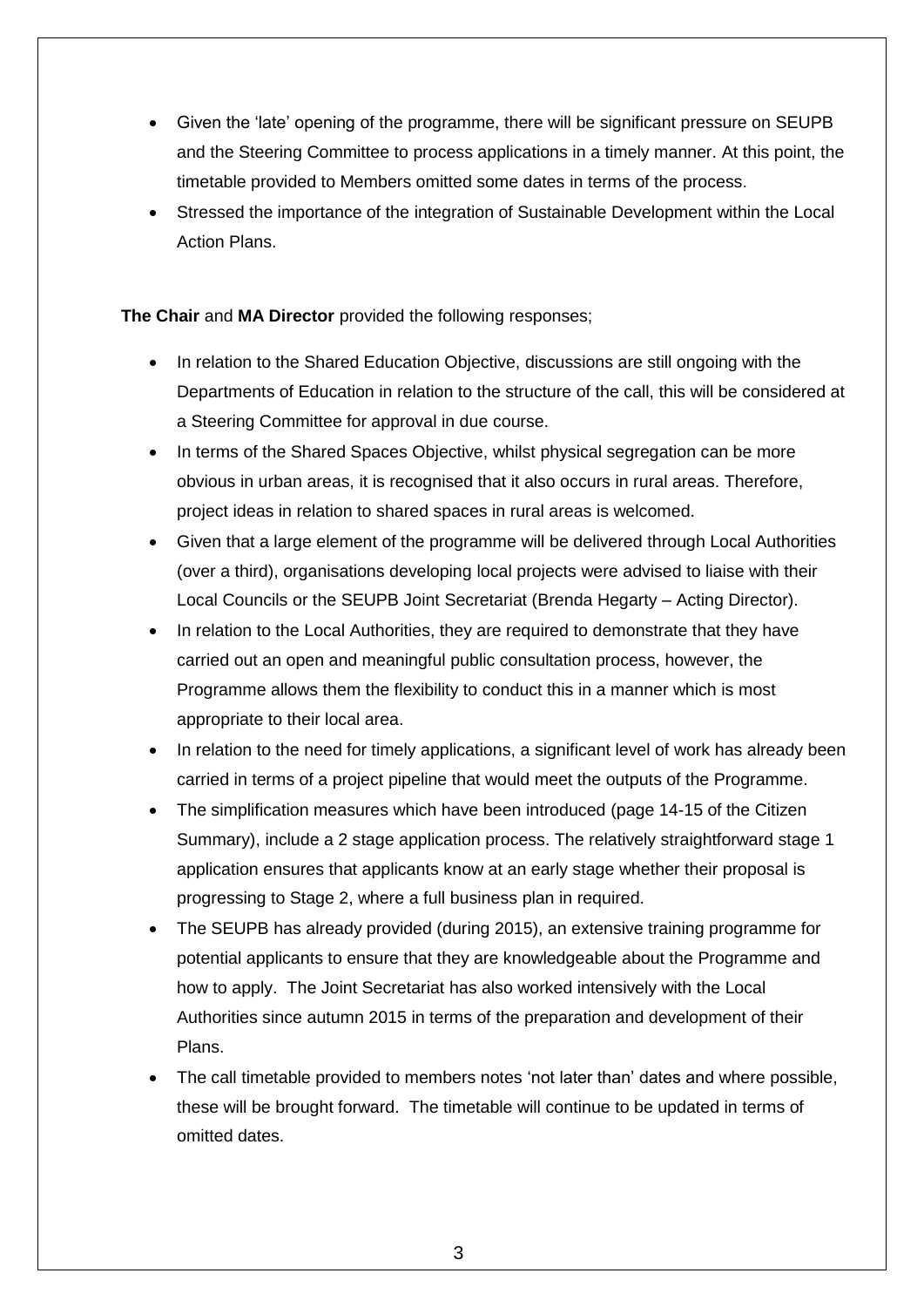- Given the 'late' opening of the programme, there will be significant pressure on SEUPB and the Steering Committee to process applications in a timely manner. At this point, the timetable provided to Members omitted some dates in terms of the process.
- Stressed the importance of the integration of Sustainable Development within the Local Action Plans.

**The Chair** and **MA Director** provided the following responses;

- In relation to the Shared Education Objective, discussions are still ongoing with the Departments of Education in relation to the structure of the call, this will be considered at a Steering Committee for approval in due course.
- In terms of the Shared Spaces Objective, whilst physical segregation can be more obvious in urban areas, it is recognised that it also occurs in rural areas. Therefore, project ideas in relation to shared spaces in rural areas is welcomed.
- Given that a large element of the programme will be delivered through Local Authorities (over a third), organisations developing local projects were advised to liaise with their Local Councils or the SEUPB Joint Secretariat (Brenda Hegarty – Acting Director).
- In relation to the Local Authorities, they are required to demonstrate that they have carried out an open and meaningful public consultation process, however, the Programme allows them the flexibility to conduct this in a manner which is most appropriate to their local area.
- In relation to the need for timely applications, a significant level of work has already been carried in terms of a project pipeline that would meet the outputs of the Programme.
- The simplification measures which have been introduced (page 14-15 of the Citizen Summary), include a 2 stage application process. The relatively straightforward stage 1 application ensures that applicants know at an early stage whether their proposal is progressing to Stage 2, where a full business plan in required.
- The SEUPB has already provided (during 2015), an extensive training programme for potential applicants to ensure that they are knowledgeable about the Programme and how to apply. The Joint Secretariat has also worked intensively with the Local Authorities since autumn 2015 in terms of the preparation and development of their Plans.
- The call timetable provided to members notes 'not later than' dates and where possible, these will be brought forward. The timetable will continue to be updated in terms of omitted dates.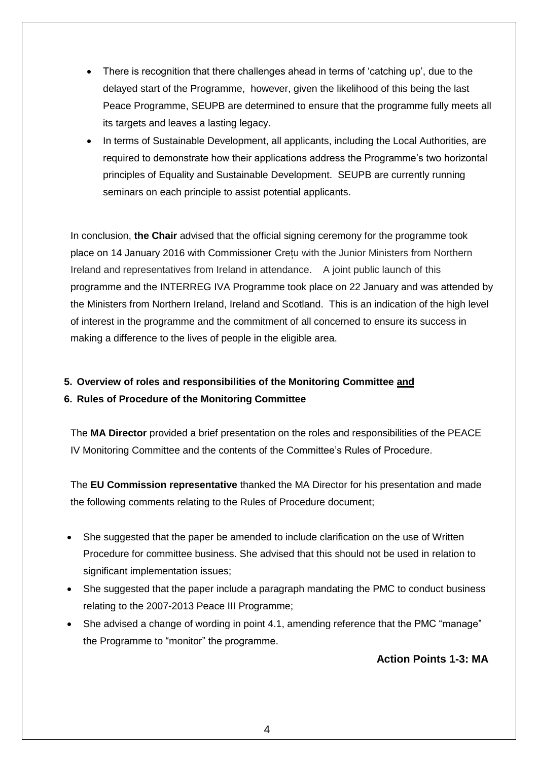- There is recognition that there challenges ahead in terms of 'catching up', due to the delayed start of the Programme, however, given the likelihood of this being the last Peace Programme, SEUPB are determined to ensure that the programme fully meets all its targets and leaves a lasting legacy.
- In terms of Sustainable Development, all applicants, including the Local Authorities, are required to demonstrate how their applications address the Programme's two horizontal principles of Equality and Sustainable Development. SEUPB are currently running seminars on each principle to assist potential applicants.

In conclusion, **the Chair** advised that the official signing ceremony for the programme took place on 14 January 2016 with Commissioner Crețu with the Junior Ministers from Northern Ireland and representatives from Ireland in attendance. A joint public launch of this programme and the INTERREG IVA Programme took place on 22 January and was attended by the Ministers from Northern Ireland, Ireland and Scotland. This is an indication of the high level of interest in the programme and the commitment of all concerned to ensure its success in making a difference to the lives of people in the eligible area.

**5. Overview of roles and responsibilities of the Monitoring Committee <u>and</u>**

**6. Rules of Procedure of the Monitoring Committee**

The **MA Director** provided a brief presentation on the roles and responsibilities of the PEACE IV Monitoring Committee and the contents of the Committee's Rules of Procedure.

The **EU Commission representative** thanked the MA Director for his presentation and made the following comments relating to the Rules of Procedure document;

- She suggested that the paper be amended to include clarification on the use of Written Procedure for committee business. She advised that this should not be used in relation to significant implementation issues;
- She suggested that the paper include a paragraph mandating the PMC to conduct business relating to the 2007-2013 Peace III Programme;
- She advised a change of wording in point 4.1, amending reference that the PMC "manage" the Programme to "monitor" the programme.

**Action Points 1-3: MA**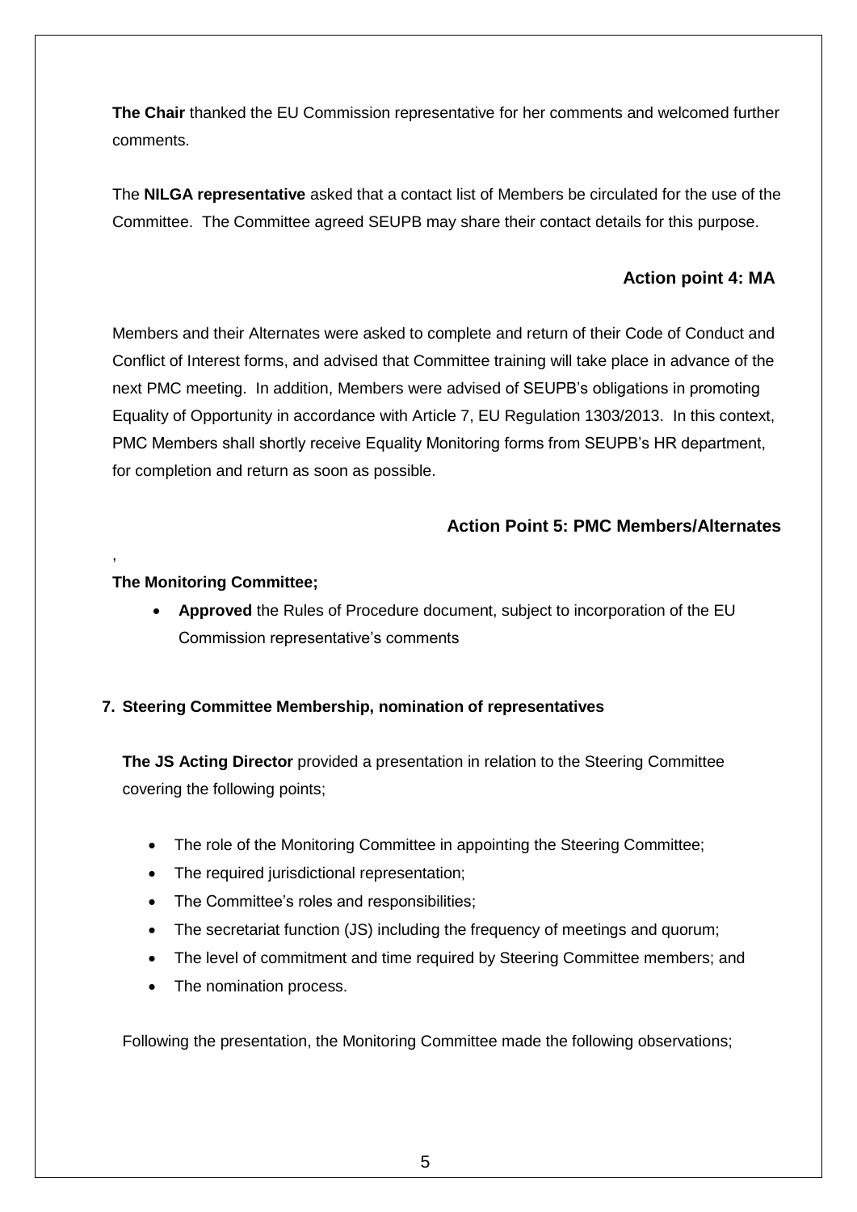**The Chair** thanked the EU Commission representative for her comments and welcomed further comments.

The **NILGA representative** asked that a contact list of Members be circulated for the use of the Committee. The Committee agreed SEUPB may share their contact details for this purpose.

**Action point 4: MA**

Members and their Alternates were asked to complete and return of their Code of Conduct and Conflict of Interest forms, and advised that Committee training will take place in advance of the next PMC meeting. In addition, Members were advised of SEUPB's obligations in promoting Equality of Opportunity in accordance with Article 7, EU Regulation 1303/2013. In this context, PMC Members shall shortly receive Equality Monitoring forms from SEUPB's HR department, for completion and return as soon as possible.

**Action Point 5: PMC Members/Alternates**

,

**The Monitoring Committee;**

- **Approved** the Rules of Procedure document, subject to incorporation of the EU Commission representative's comments

**7. Steering Committee Membership, nomination of representatives**

**The JS Acting Director** provided a presentation in relation to the Steering Committee covering the following points;

- The role of the Monitoring Committee in appointing the Steering Committee;
- The required jurisdictional representation;
- The Committee's roles and responsibilities;
- The secretariat function (JS) including the frequency of meetings and quorum;
- The level of commitment and time required by Steering Committee members; and
- The nomination process.

Following the presentation, the Monitoring Committee made the following observations;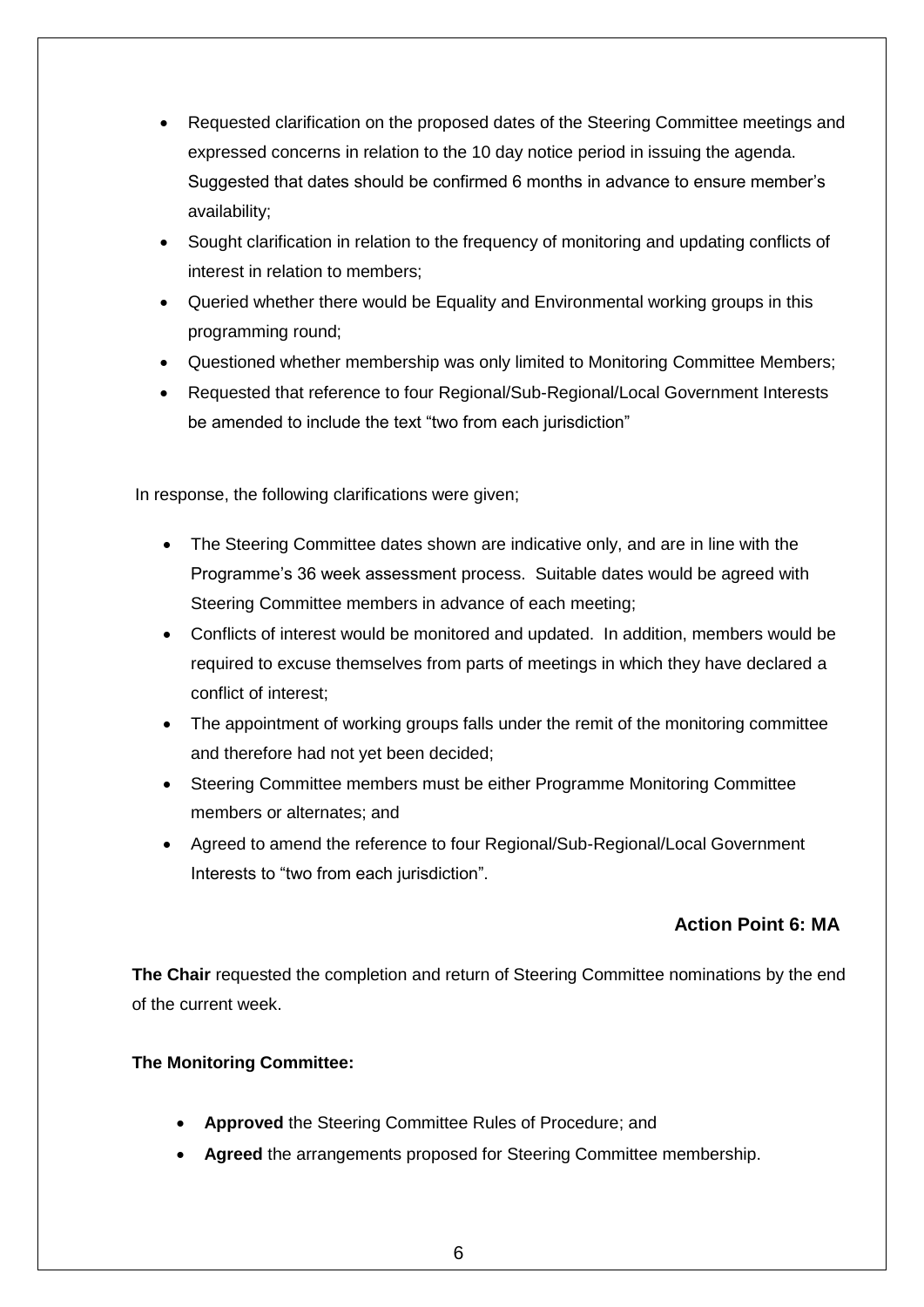- Requested clarification on the proposed dates of the Steering Committee meetings and expressed concerns in relation to the 10 day notice period in issuing the agenda. Suggested that dates should be confirmed 6 months in advance to ensure member's availability;
- Sought clarification in relation to the frequency of monitoring and updating conflicts of interest in relation to members;
- Queried whether there would be Equality and Environmental working groups in this programming round;
- Questioned whether membership was only limited to Monitoring Committee Members;
- Requested that reference to four Regional/Sub-Regional/Local Government Interests be amended to include the text "two from each jurisdiction"

In response, the following clarifications were given;

- The Steering Committee dates shown are indicative only, and are in line with the Programme's 36 week assessment process. Suitable dates would be agreed with Steering Committee members in advance of each meeting;
- Conflicts of interest would be monitored and updated. In addition, members would be required to excuse themselves from parts of meetings in which they have declared a conflict of interest;
- The appointment of working groups falls under the remit of the monitoring committee and therefore had not yet been decided;
- Steering Committee members must be either Programme Monitoring Committee members or alternates; and
- Agreed to amend the reference to four Regional/Sub-Regional/Local Government Interests to "two from each jurisdiction".

**Action Point 6: MA**

**The Chair** requested the completion and return of Steering Committee nominations by the end of the current week.

**The Monitoring Committee:**

- **Approved** the Steering Committee Rules of Procedure; and
- **Agreed** the arrangements proposed for Steering Committee membership.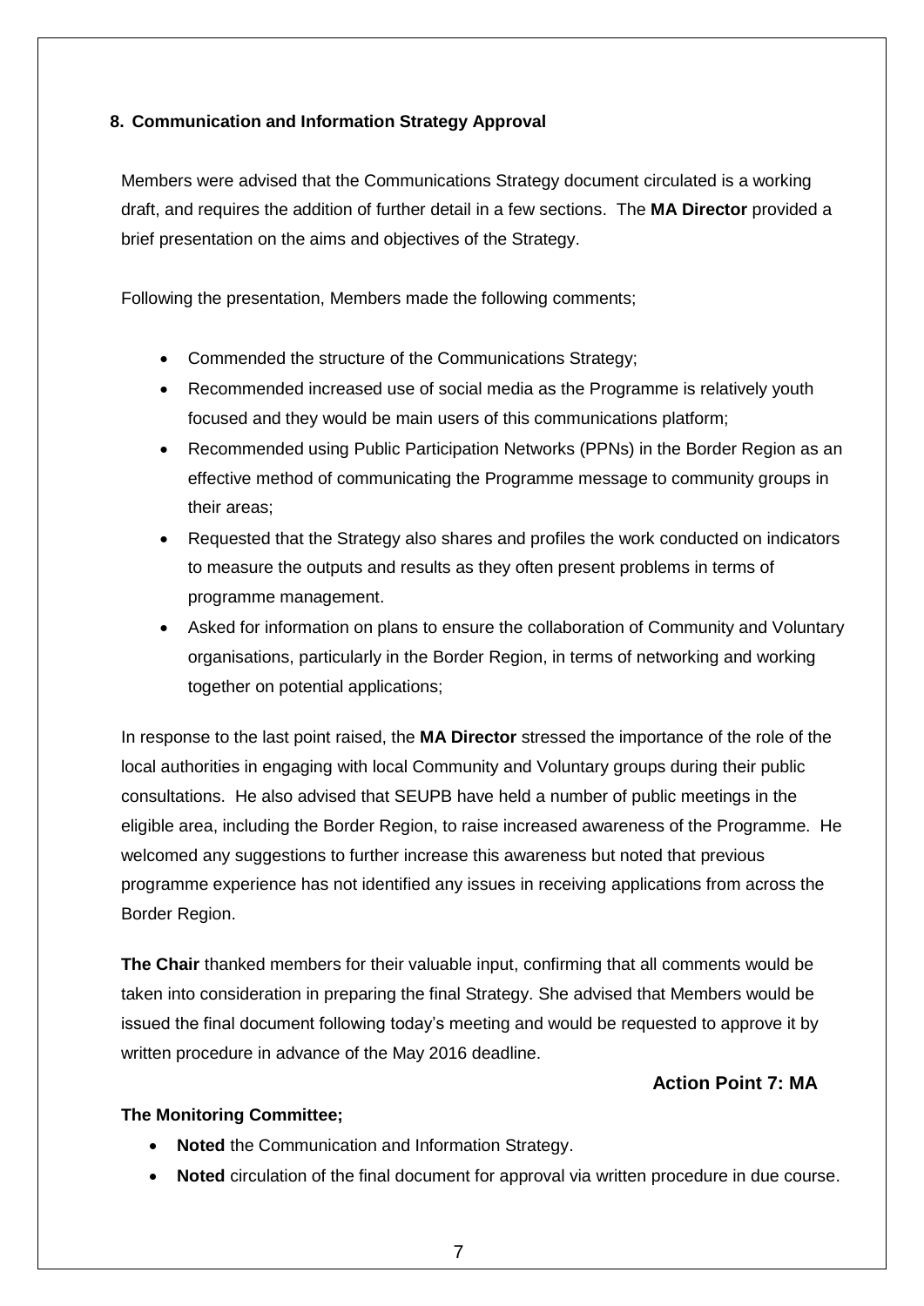## 8. Communication and Information Strategy Approval

Members were advised that the Communications Strategy document circulated is a working draft, and requires the addition of further detail in a few sections. The **MA Director** provided a brief presentation on the aims and objectives of the Strategy.

Following the presentation, Members made the following comments;

- Commended the structure of the Communications Strategy;
- Recommended increased use of social media as the Programme is relatively youth focused and they would be main users of this communications platform;
- Recommended using Public Participation Networks (PPNs) in the Border Region as an effective method of communicating the Programme message to community groups in their areas;
- Requested that the Strategy also shares and profiles the work conducted on indicators to measure the outputs and results as they often present problems in terms of programme management.
- Asked for information on plans to ensure the collaboration of Community and Voluntary organisations, particularly in the Border Region, in terms of networking and working together on potential applications;

In response to the last point raised, the **MA Director** stressed the importance of the role of the local authorities in engaging with local Community and Voluntary groups during their public consultations. He also advised that SEUPB have held a number of public meetings in the eligible area, including the Border Region, to raise increased awareness of the Programme. He welcomed any suggestions to further increase this awareness but noted that previous programme experience has not identified any issues in receiving applications from across the Border Region.

**The Chair** thanked members for their valuable input, confirming that all comments would be taken into consideration in preparing the final Strategy. She advised that Members would be issued the final document following today's meeting and would be requested to approve it by written procedure in advance of the May 2016 deadline.

**Action Point 7: MA**

**The Monitoring Committee;**

- **Noted** the Communication and Information Strategy.
- **Noted** circulation of the final document for approval via written procedure in due course.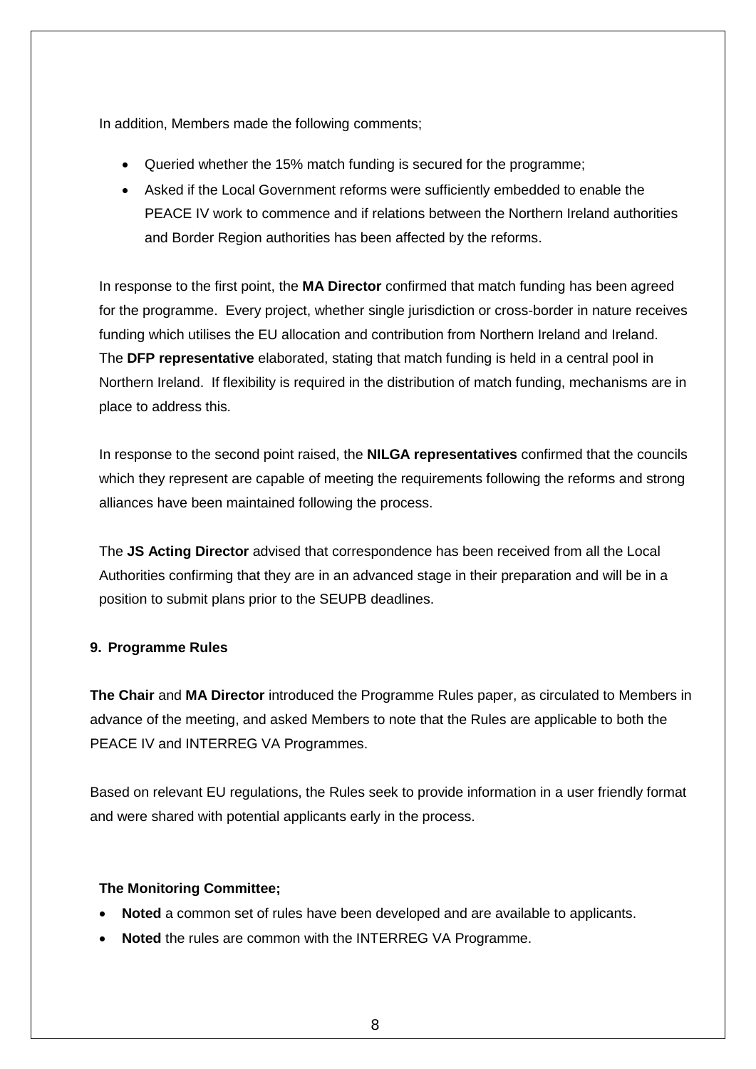In addition, Members made the following comments;

- Queried whether the 15% match funding is secured for the programme;
- Asked if the Local Government reforms were sufficiently embedded to enable the PEACE IV work to commence and if relations between the Northern Ireland authorities and Border Region authorities has been affected by the reforms.

In response to the first point, the **MA Director** confirmed that match funding has been agreed for the programme. Every project, whether single jurisdiction or cross-border in nature receives funding which utilises the EU allocation and contribution from Northern Ireland and Ireland. The **DFP representative** elaborated, stating that match funding is held in a central pool in Northern Ireland. If flexibility is required in the distribution of match funding, mechanisms are in place to address this.

In response to the second point raised, the **NILGA representatives** confirmed that the councils which they represent are capable of meeting the requirements following the reforms and strong alliances have been maintained following the process.

The **JS Acting Director** advised that correspondence has been received from all the Local Authorities confirming that they are in an advanced stage in their preparation and will be in a position to submit plans prior to the SEUPB deadlines.

**9. Programme Rules**

**The Chair** and **MA Director** introduced the Programme Rules paper, as circulated to Members in advance of the meeting, and asked Members to note that the Rules are applicable to both the PEACE IV and INTERREG VA Programmes.

Based on relevant EU regulations, the Rules seek to provide information in a user friendly format and were shared with potential applicants early in the process.

**The Monitoring Committee;**

- **Noted** a common set of rules have been developed and are available to applicants.
- **Noted** the rules are common with the INTERREG VA Programme.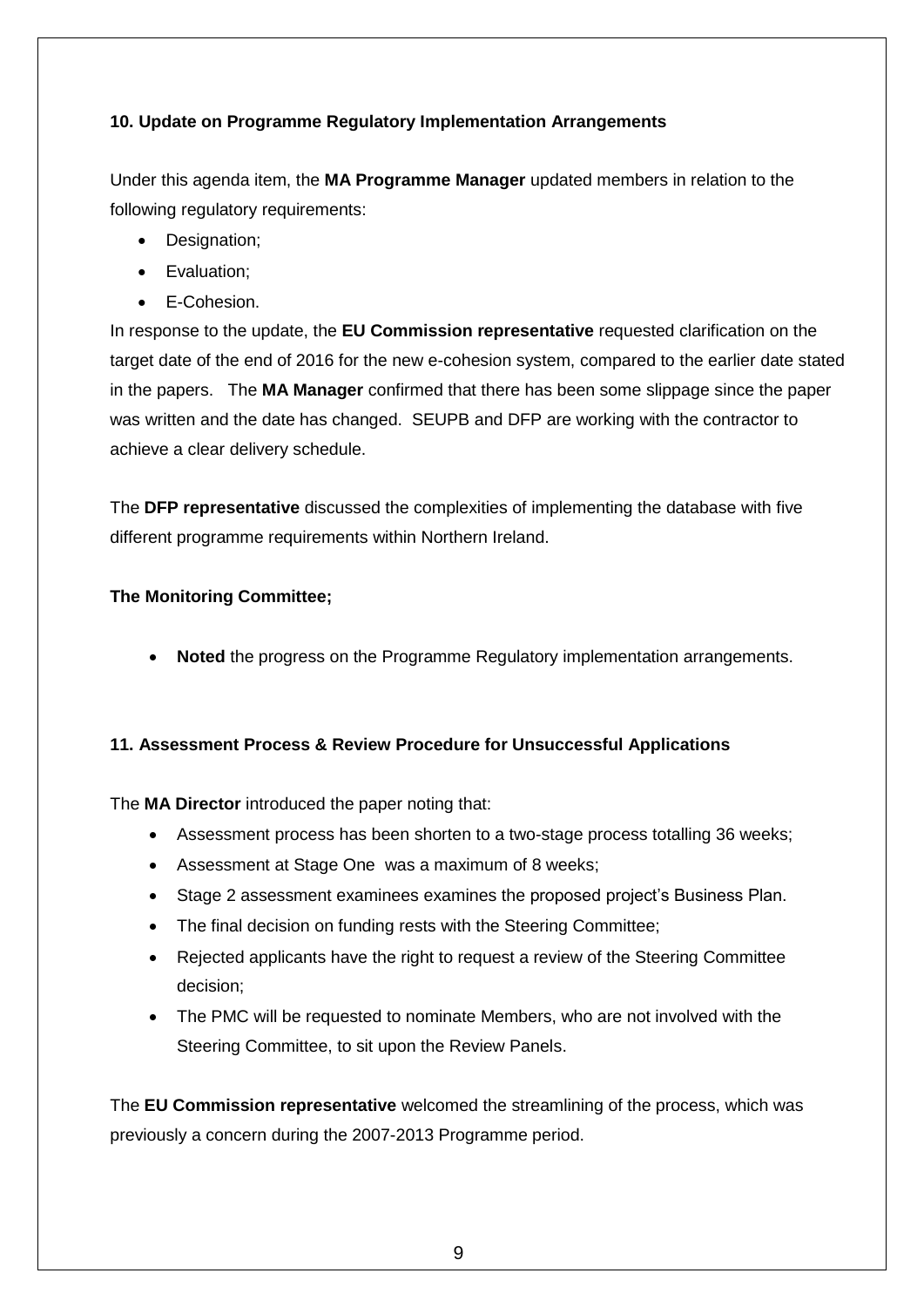**10. Update on Programme Regulatory Implementation Arrangements**

Under this agenda item, the **MA Programme Manager** updated members in relation to the following regulatory requirements:

- Designation;
- Evaluation;
- E-Cohesion.

In response to the update, the **EU Commission representative** requested clarification on the target date of the end of 2016 for the new e-cohesion system, compared to the earlier date stated in the papers. The **MA Manager** confirmed that there has been some slippage since the paper was written and the date has changed. SEUPB and DFP are working with the contractor to achieve a clear delivery schedule.

The **DFP representative** discussed the complexities of implementing the database with five different programme requirements within Northern Ireland.

**The Monitoring Committee;**

- **Noted** the progress on the Programme Regulatory implementation arrangements.

**11. Assessment Process & Review Procedure for Unsuccessful Applications**

The **MA Director** introduced the paper noting that:

- Assessment process has been shorten to a two-stage process totalling 36 weeks;
- Assessment at Stage One was a maximum of 8 weeks;
- Stage 2 assessment examinees examines the proposed project's Business Plan.
- The final decision on funding rests with the Steering Committee;
- Rejected applicants have the right to request a review of the Steering Committee decision;
- The PMC will be requested to nominate Members, who are not involved with the Steering Committee, to sit upon the Review Panels.

The **EU Commission representative** welcomed the streamlining of the process, which was previously a concern during the 2007-2013 Programme period.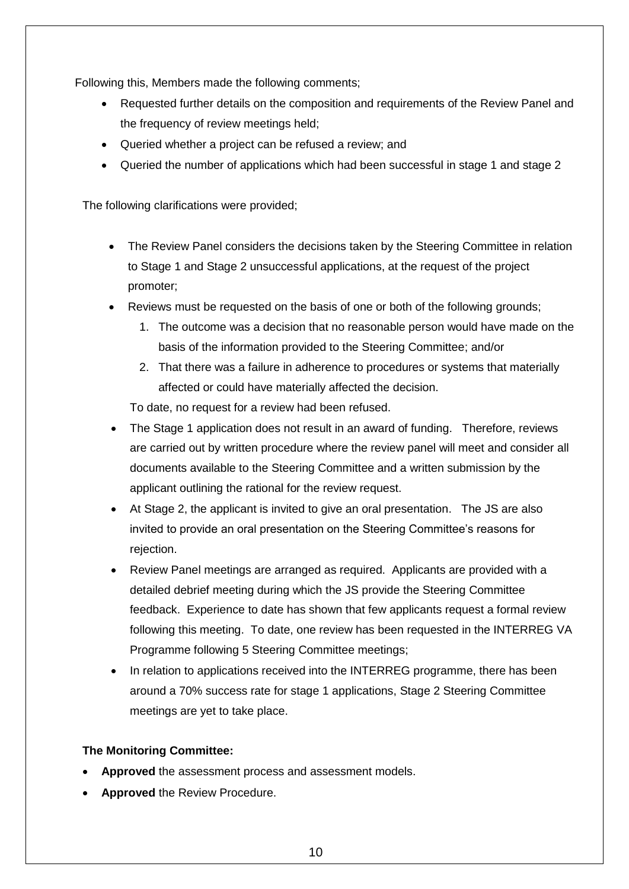Following this, Members made the following comments;

- Requested further details on the composition and requirements of the Review Panel and the frequency of review meetings held;
- Queried whether a project can be refused a review; and
- Queried the number of applications which had been successful in stage 1 and stage 2

The following clarifications were provided;

- The Review Panel considers the decisions taken by the Steering Committee in relation to Stage 1 and Stage 2 unsuccessful applications, at the request of the project promoter;
- Reviews must be requested on the basis of one or both of the following grounds;
    1. The outcome was a decision that no reasonable person would have made on the basis of the information provided to the Steering Committee; and/or
    2. That there was a failure in adherence to procedures or systems that materially affected or could have materially affected the decision.

  To date, no request for a review had been refused.
- The Stage 1 application does not result in an award of funding. Therefore, reviews are carried out by written procedure where the review panel will meet and consider all documents available to the Steering Committee and a written submission by the applicant outlining the rational for the review request.
- At Stage 2, the applicant is invited to give an oral presentation. The JS are also invited to provide an oral presentation on the Steering Committee's reasons for rejection.
- Review Panel meetings are arranged as required. Applicants are provided with a detailed debrief meeting during which the JS provide the Steering Committee feedback. Experience to date has shown that few applicants request a formal review following this meeting. To date, one review has been requested in the INTERREG VA Programme following 5 Steering Committee meetings;
- In relation to applications received into the INTERREG programme, there has been around a 70% success rate for stage 1 applications, Stage 2 Steering Committee meetings are yet to take place.

**The Monitoring Committee:**

- **Approved** the assessment process and assessment models.
- **Approved** the Review Procedure.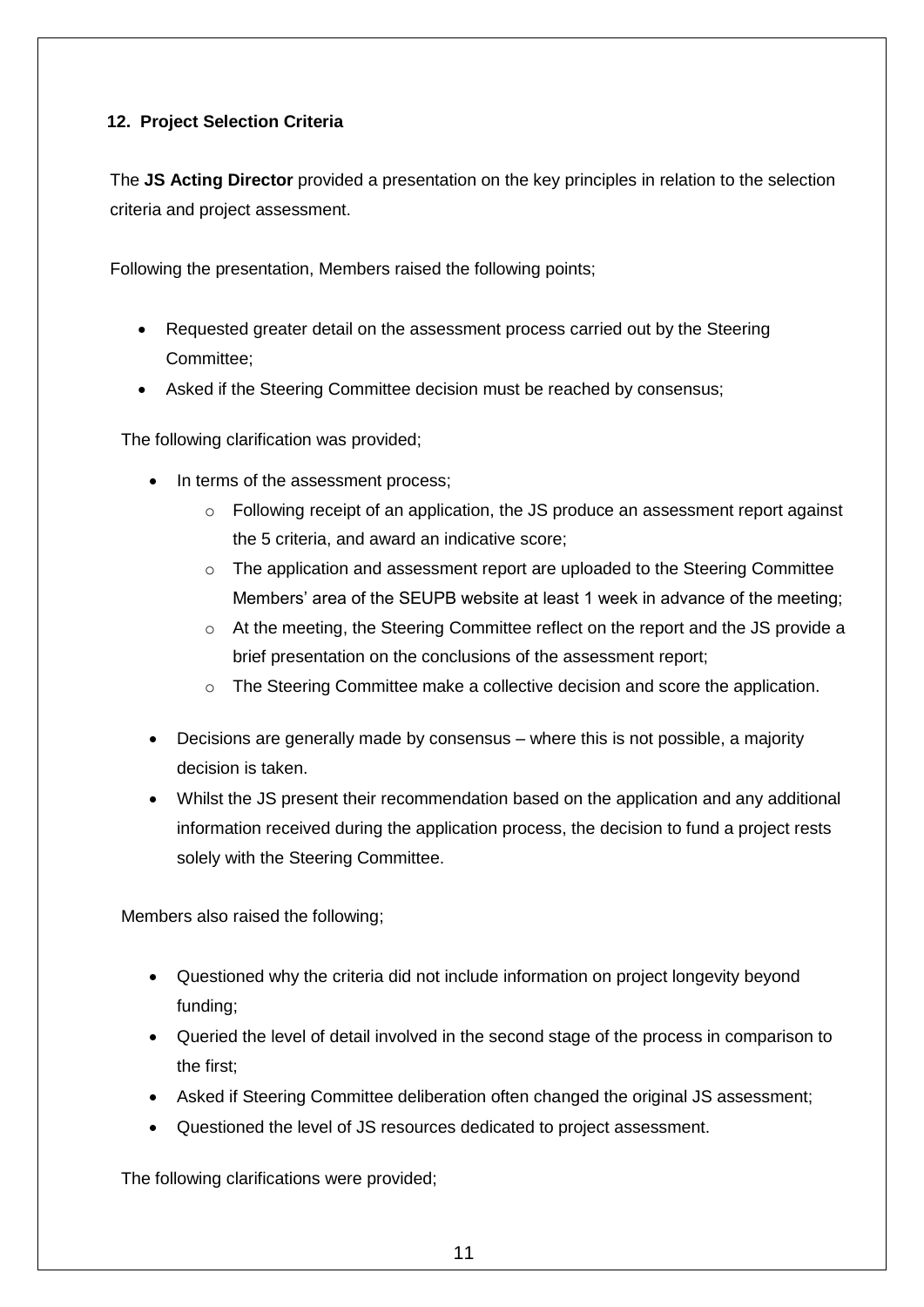## 12. Project Selection Criteria

The **JS Acting Director** provided a presentation on the key principles in relation to the selection criteria and project assessment.

Following the presentation, Members raised the following points;

- Requested greater detail on the assessment process carried out by the Steering Committee;
- Asked if the Steering Committee decision must be reached by consensus;

The following clarification was provided;

- In terms of the assessment process;
  - Following receipt of an application, the JS produce an assessment report against the 5 criteria, and award an indicative score;
  - The application and assessment report are uploaded to the Steering Committee Members' area of the SEUPB website at least 1 week in advance of the meeting;
  - At the meeting, the Steering Committee reflect on the report and the JS provide a brief presentation on the conclusions of the assessment report;
  - The Steering Committee make a collective decision and score the application.
- Decisions are generally made by consensus – where this is not possible, a majority decision is taken.
- Whilst the JS present their recommendation based on the application and any additional information received during the application process, the decision to fund a project rests solely with the Steering Committee.

Members also raised the following;

- Questioned why the criteria did not include information on project longevity beyond funding;
- Queried the level of detail involved in the second stage of the process in comparison to the first;
- Asked if Steering Committee deliberation often changed the original JS assessment;
- Questioned the level of JS resources dedicated to project assessment.

The following clarifications were provided;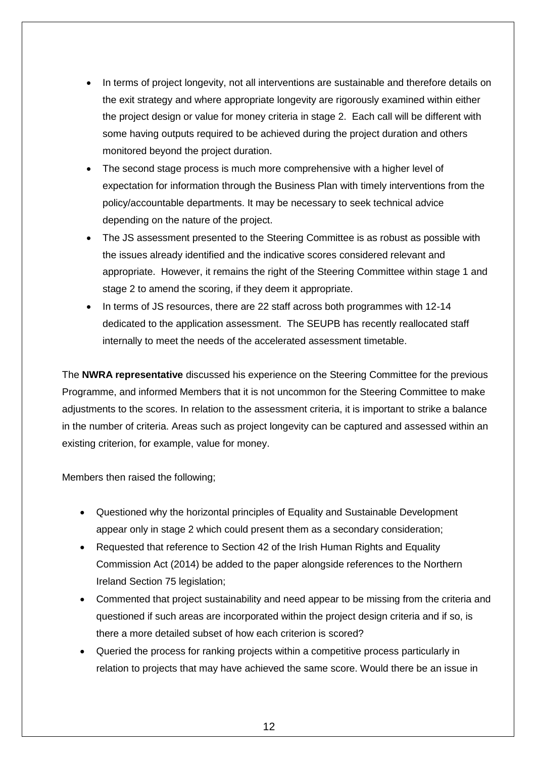- In terms of project longevity, not all interventions are sustainable and therefore details on the exit strategy and where appropriate longevity are rigorously examined within either the project design or value for money criteria in stage 2. Each call will be different with some having outputs required to be achieved during the project duration and others monitored beyond the project duration.
- The second stage process is much more comprehensive with a higher level of expectation for information through the Business Plan with timely interventions from the policy/accountable departments. It may be necessary to seek technical advice depending on the nature of the project.
- The JS assessment presented to the Steering Committee is as robust as possible with the issues already identified and the indicative scores considered relevant and appropriate. However, it remains the right of the Steering Committee within stage 1 and stage 2 to amend the scoring, if they deem it appropriate.
- In terms of JS resources, there are 22 staff across both programmes with 12-14 dedicated to the application assessment. The SEUPB has recently reallocated staff internally to meet the needs of the accelerated assessment timetable.

The **NWRA representative** discussed his experience on the Steering Committee for the previous Programme, and informed Members that it is not uncommon for the Steering Committee to make adjustments to the scores. In relation to the assessment criteria, it is important to strike a balance in the number of criteria. Areas such as project longevity can be captured and assessed within an existing criterion, for example, value for money.

Members then raised the following;

- Questioned why the horizontal principles of Equality and Sustainable Development appear only in stage 2 which could present them as a secondary consideration;
- Requested that reference to Section 42 of the Irish Human Rights and Equality Commission Act (2014) be added to the paper alongside references to the Northern Ireland Section 75 legislation;
- Commented that project sustainability and need appear to be missing from the criteria and questioned if such areas are incorporated within the project design criteria and if so, is there a more detailed subset of how each criterion is scored?
- Queried the process for ranking projects within a competitive process particularly in relation to projects that may have achieved the same score. Would there be an issue in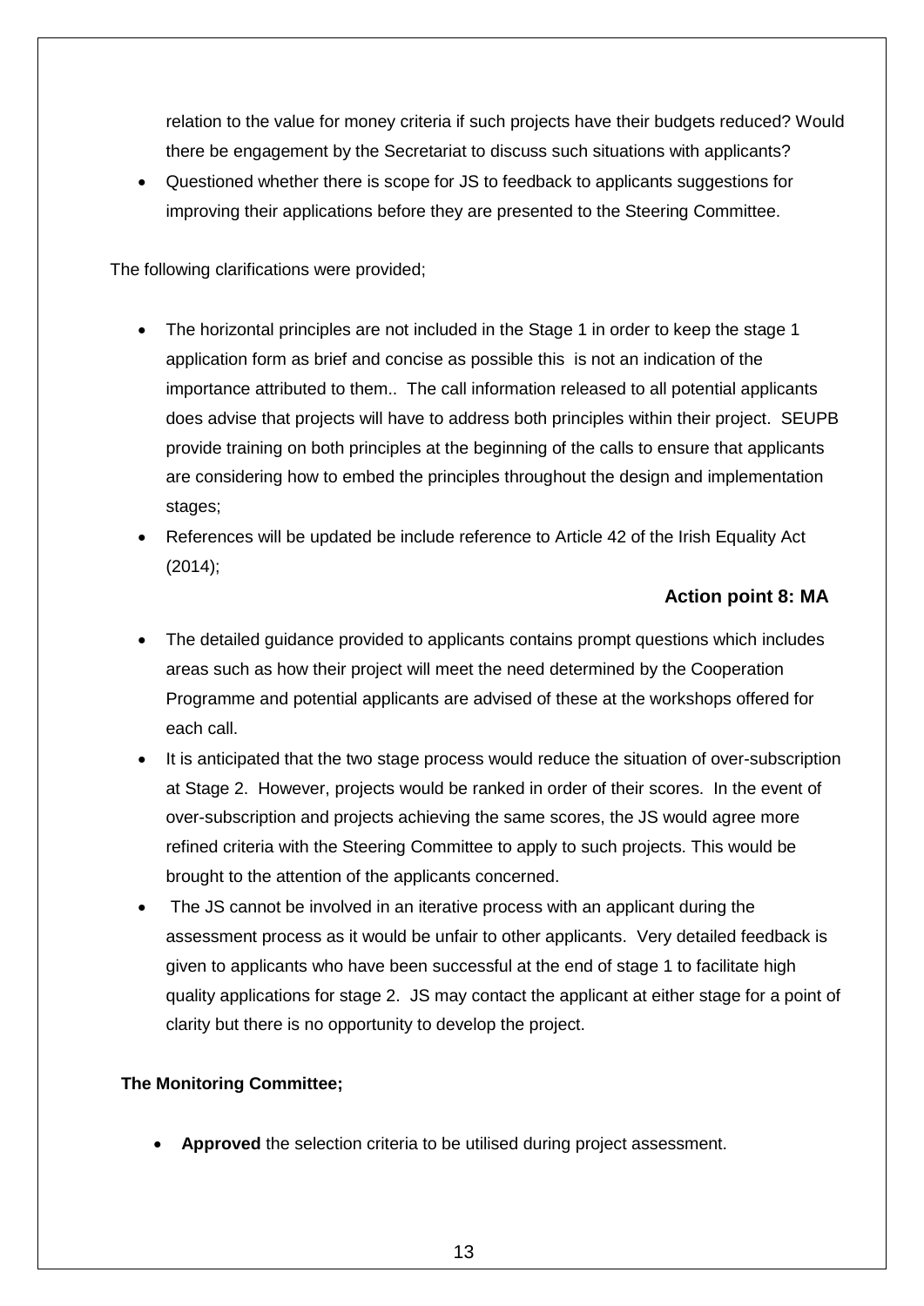relation to the value for money criteria if such projects have their budgets reduced? Would there be engagement by the Secretariat to discuss such situations with applicants?

- Questioned whether there is scope for JS to feedback to applicants suggestions for improving their applications before they are presented to the Steering Committee.

The following clarifications were provided;

- The horizontal principles are not included in the Stage 1 in order to keep the stage 1 application form as brief and concise as possible this is not an indication of the importance attributed to them.. The call information released to all potential applicants does advise that projects will have to address both principles within their project. SEUPB provide training on both principles at the beginning of the calls to ensure that applicants are considering how to embed the principles throughout the design and implementation stages;
- References will be updated be include reference to Article 42 of the Irish Equality Act (2014);

**Action point 8: MA**

- The detailed guidance provided to applicants contains prompt questions which includes areas such as how their project will meet the need determined by the Cooperation Programme and potential applicants are advised of these at the workshops offered for each call.
- It is anticipated that the two stage process would reduce the situation of over-subscription at Stage 2. However, projects would be ranked in order of their scores. In the event of over-subscription and projects achieving the same scores, the JS would agree more refined criteria with the Steering Committee to apply to such projects. This would be brought to the attention of the applicants concerned.
- The JS cannot be involved in an iterative process with an applicant during the assessment process as it would be unfair to other applicants. Very detailed feedback is given to applicants who have been successful at the end of stage 1 to facilitate high quality applications for stage 2. JS may contact the applicant at either stage for a point of clarity but there is no opportunity to develop the project.

**The Monitoring Committee;**

- **Approved** the selection criteria to be utilised during project assessment.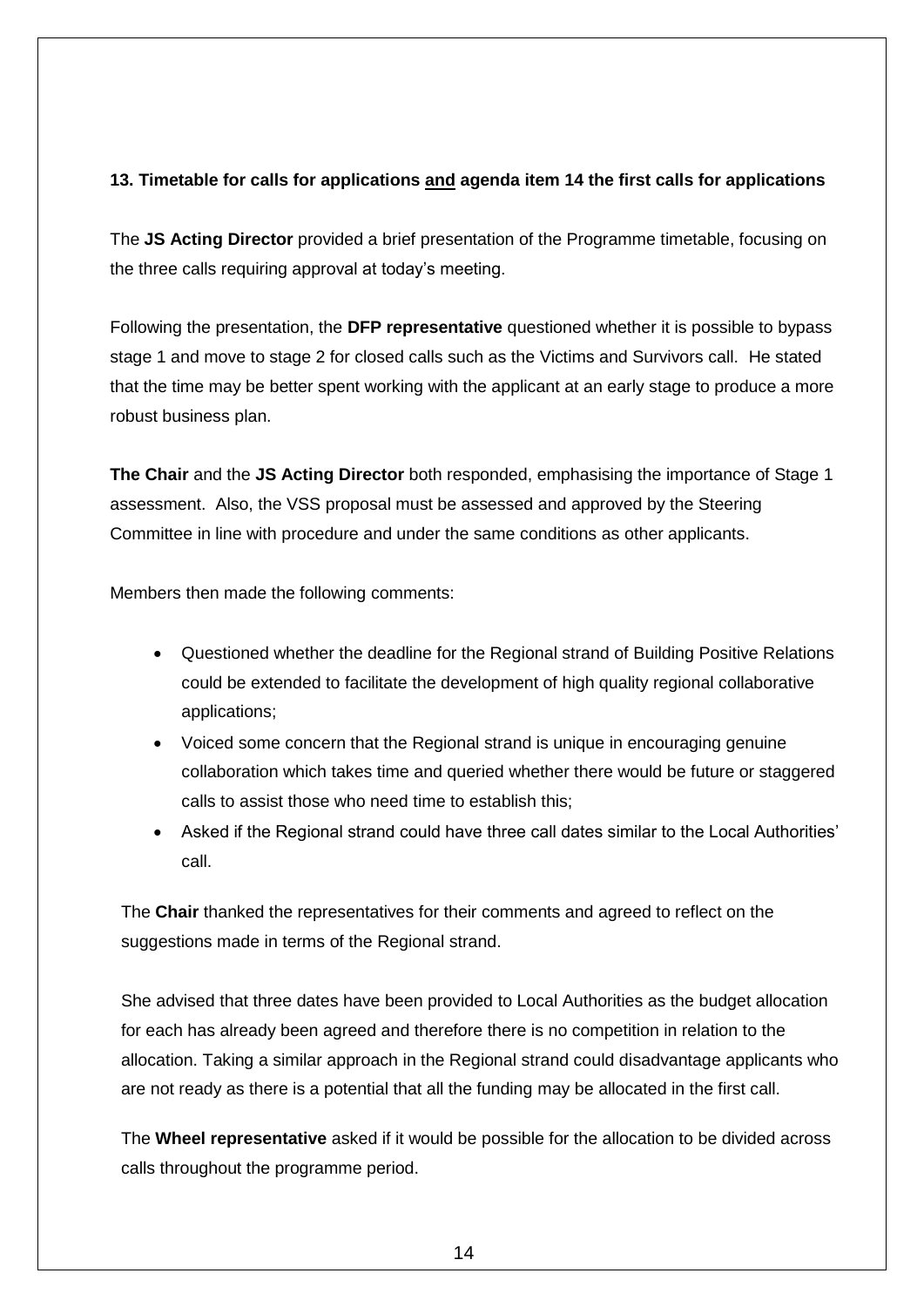**13. Timetable for calls for applications <u>and</u> agenda item 14 the first calls for applications**

The **JS Acting Director** provided a brief presentation of the Programme timetable, focusing on the three calls requiring approval at today's meeting.

Following the presentation, the **DFP representative** questioned whether it is possible to bypass stage 1 and move to stage 2 for closed calls such as the Victims and Survivors call. He stated that the time may be better spent working with the applicant at an early stage to produce a more robust business plan.

**The Chair** and the **JS Acting Director** both responded, emphasising the importance of Stage 1 assessment. Also, the VSS proposal must be assessed and approved by the Steering Committee in line with procedure and under the same conditions as other applicants.

Members then made the following comments:

- Questioned whether the deadline for the Regional strand of Building Positive Relations could be extended to facilitate the development of high quality regional collaborative applications;
- Voiced some concern that the Regional strand is unique in encouraging genuine collaboration which takes time and queried whether there would be future or staggered calls to assist those who need time to establish this;
- Asked if the Regional strand could have three call dates similar to the Local Authorities' call.

The **Chair** thanked the representatives for their comments and agreed to reflect on the suggestions made in terms of the Regional strand.

She advised that three dates have been provided to Local Authorities as the budget allocation for each has already been agreed and therefore there is no competition in relation to the allocation. Taking a similar approach in the Regional strand could disadvantage applicants who are not ready as there is a potential that all the funding may be allocated in the first call.

The **Wheel representative** asked if it would be possible for the allocation to be divided across calls throughout the programme period.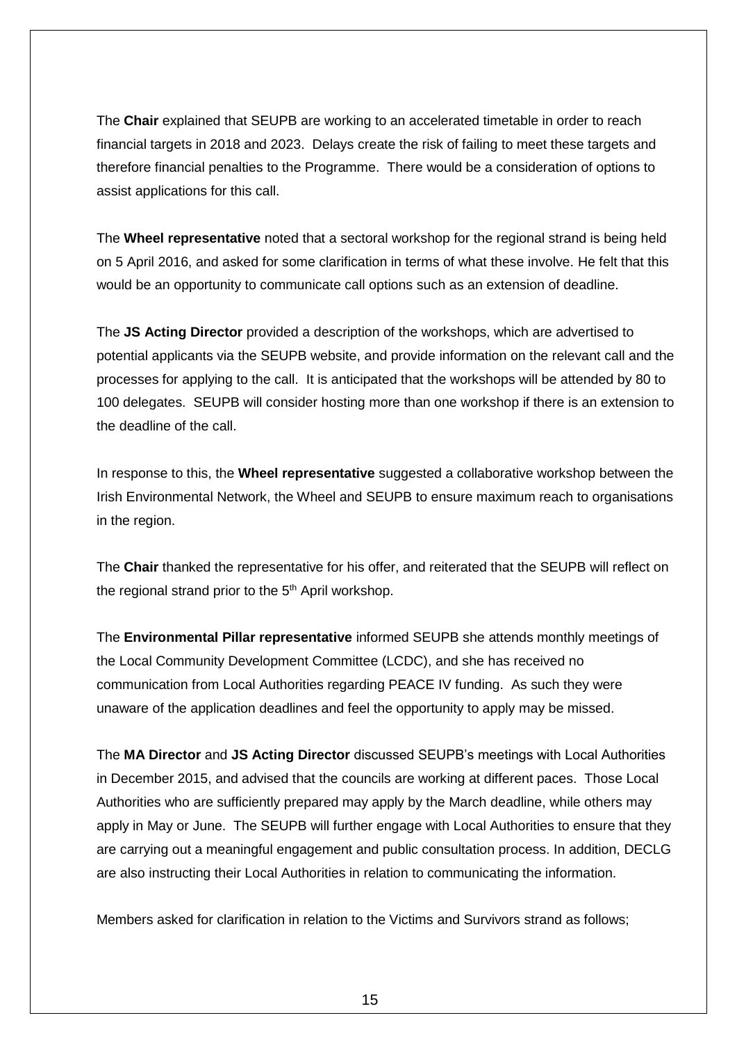The **Chair** explained that SEUPB are working to an accelerated timetable in order to reach financial targets in 2018 and 2023. Delays create the risk of failing to meet these targets and therefore financial penalties to the Programme. There would be a consideration of options to assist applications for this call.

The **Wheel representative** noted that a sectoral workshop for the regional strand is being held on 5 April 2016, and asked for some clarification in terms of what these involve. He felt that this would be an opportunity to communicate call options such as an extension of deadline.

The **JS Acting Director** provided a description of the workshops, which are advertised to potential applicants via the SEUPB website, and provide information on the relevant call and the processes for applying to the call. It is anticipated that the workshops will be attended by 80 to 100 delegates. SEUPB will consider hosting more than one workshop if there is an extension to the deadline of the call.

In response to this, the **Wheel representative** suggested a collaborative workshop between the Irish Environmental Network, the Wheel and SEUPB to ensure maximum reach to organisations in the region.

The **Chair** thanked the representative for his offer, and reiterated that the SEUPB will reflect on the regional strand prior to the 5th April workshop.

The **Environmental Pillar representative** informed SEUPB she attends monthly meetings of the Local Community Development Committee (LCDC), and she has received no communication from Local Authorities regarding PEACE IV funding. As such they were unaware of the application deadlines and feel the opportunity to apply may be missed.

The **MA Director** and **JS Acting Director** discussed SEUPB's meetings with Local Authorities in December 2015, and advised that the councils are working at different paces. Those Local Authorities who are sufficiently prepared may apply by the March deadline, while others may apply in May or June. The SEUPB will further engage with Local Authorities to ensure that they are carrying out a meaningful engagement and public consultation process. In addition, DECLG are also instructing their Local Authorities in relation to communicating the information.

Members asked for clarification in relation to the Victims and Survivors strand as follows;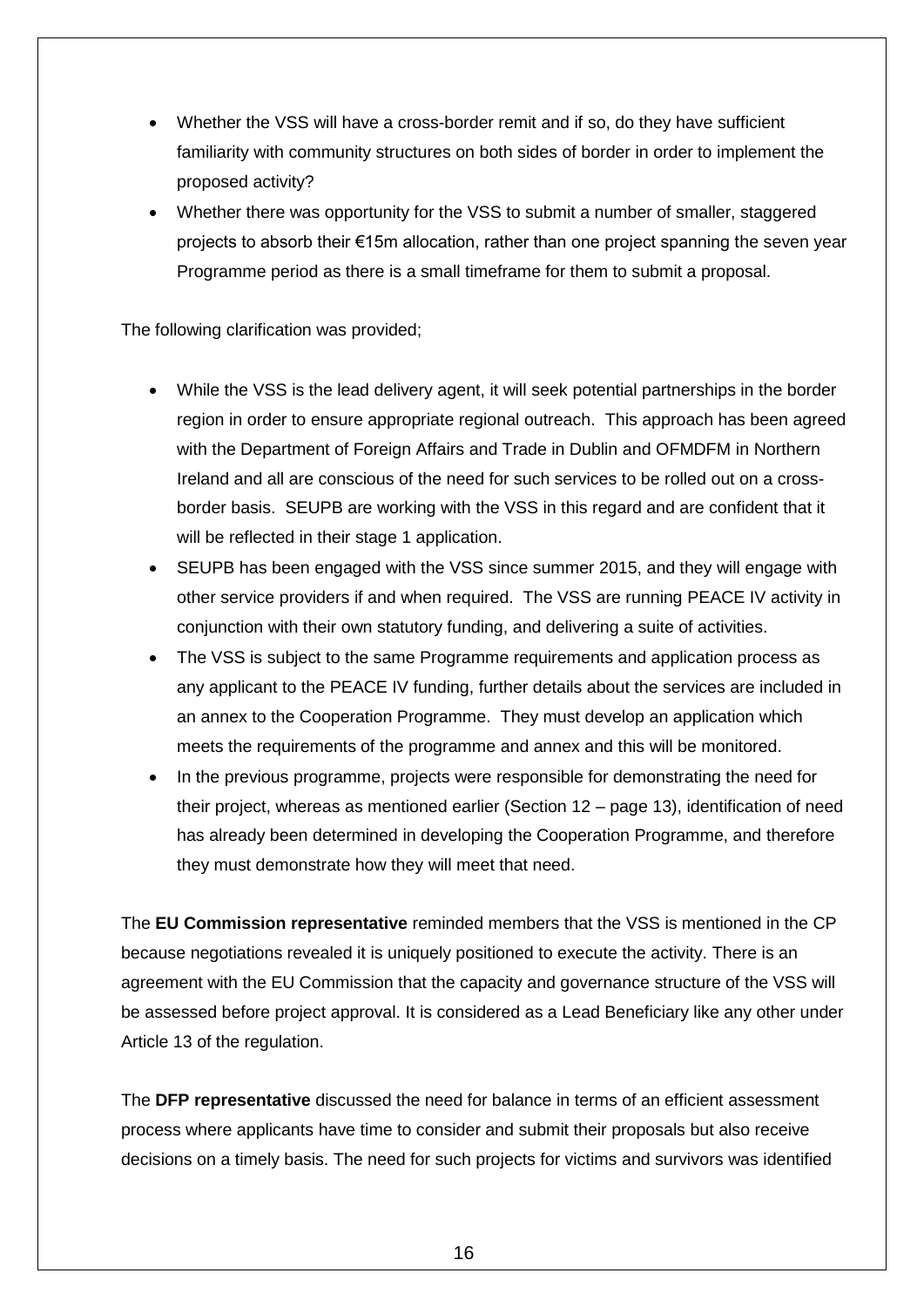- Whether the VSS will have a cross-border remit and if so, do they have sufficient familiarity with community structures on both sides of border in order to implement the proposed activity?
- Whether there was opportunity for the VSS to submit a number of smaller, staggered projects to absorb their €15m allocation, rather than one project spanning the seven year Programme period as there is a small timeframe for them to submit a proposal.

The following clarification was provided;

- While the VSS is the lead delivery agent, it will seek potential partnerships in the border region in order to ensure appropriate regional outreach. This approach has been agreed with the Department of Foreign Affairs and Trade in Dublin and OFMDFM in Northern Ireland and all are conscious of the need for such services to be rolled out on a cross-border basis. SEUPB are working with the VSS in this regard and are confident that it will be reflected in their stage 1 application.
- SEUPB has been engaged with the VSS since summer 2015, and they will engage with other service providers if and when required. The VSS are running PEACE IV activity in conjunction with their own statutory funding, and delivering a suite of activities.
- The VSS is subject to the same Programme requirements and application process as any applicant to the PEACE IV funding, further details about the services are included in an annex to the Cooperation Programme. They must develop an application which meets the requirements of the programme and annex and this will be monitored.
- In the previous programme, projects were responsible for demonstrating the need for their project, whereas as mentioned earlier (Section 12 – page 13), identification of need has already been determined in developing the Cooperation Programme, and therefore they must demonstrate how they will meet that need.

The **EU Commission representative** reminded members that the VSS is mentioned in the CP because negotiations revealed it is uniquely positioned to execute the activity. There is an agreement with the EU Commission that the capacity and governance structure of the VSS will be assessed before project approval. It is considered as a Lead Beneficiary like any other under Article 13 of the regulation.

The **DFP representative** discussed the need for balance in terms of an efficient assessment process where applicants have time to consider and submit their proposals but also receive decisions on a timely basis. The need for such projects for victims and survivors was identified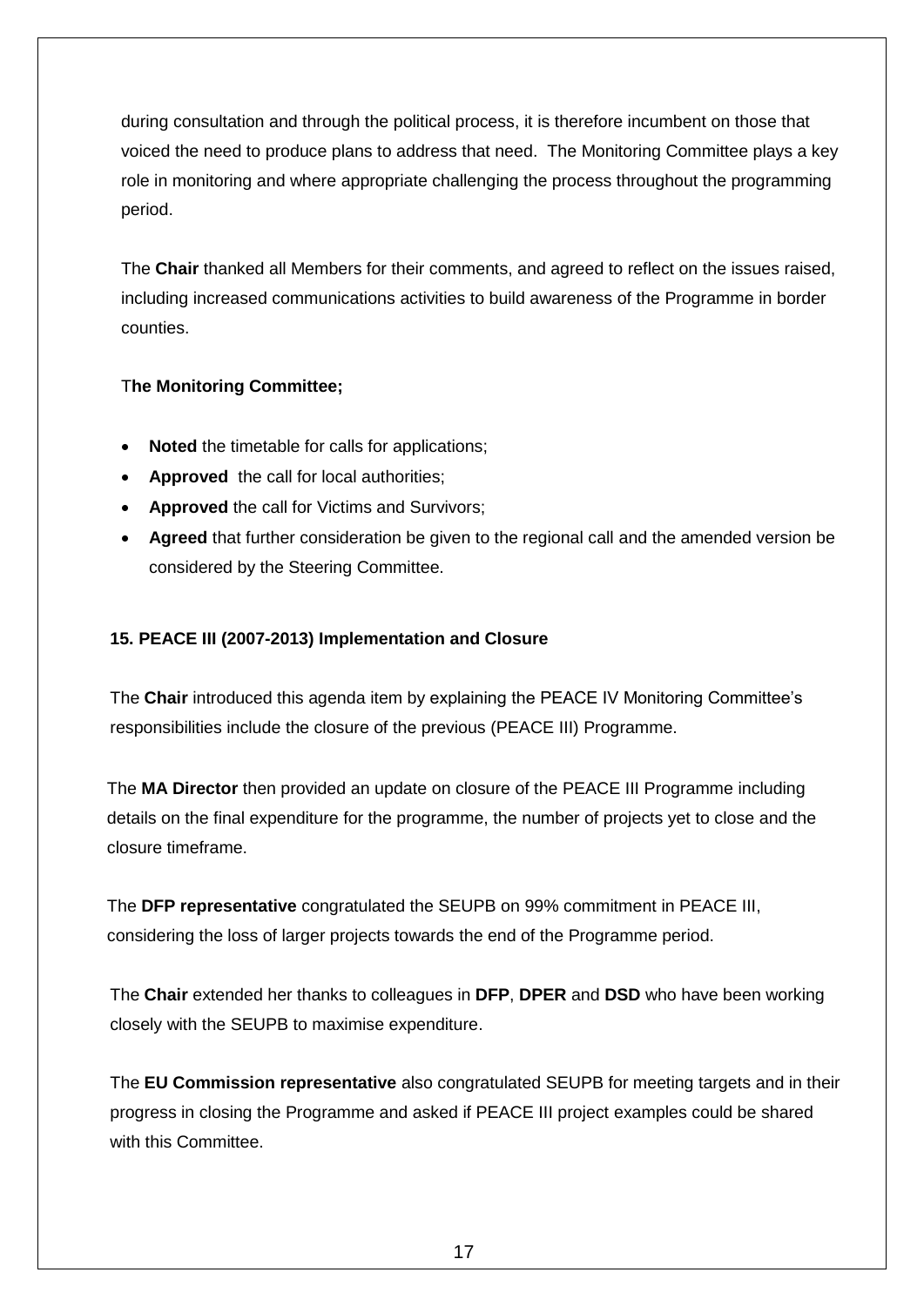during consultation and through the political process, it is therefore incumbent on those that voiced the need to produce plans to address that need. The Monitoring Committee plays a key role in monitoring and where appropriate challenging the process throughout the programming period.

The **Chair** thanked all Members for their comments, and agreed to reflect on the issues raised, including increased communications activities to build awareness of the Programme in border counties.

T**he Monitoring Committee;**

- **Noted** the timetable for calls for applications;
- **Approved** the call for local authorities;
- **Approved** the call for Victims and Survivors;
- **Agreed** that further consideration be given to the regional call and the amended version be considered by the Steering Committee.

**15. PEACE III (2007-2013) Implementation and Closure**

The **Chair** introduced this agenda item by explaining the PEACE IV Monitoring Committee's responsibilities include the closure of the previous (PEACE III) Programme.

The **MA Director** then provided an update on closure of the PEACE III Programme including details on the final expenditure for the programme, the number of projects yet to close and the closure timeframe.

The **DFP representative** congratulated the SEUPB on 99% commitment in PEACE III, considering the loss of larger projects towards the end of the Programme period.

The **Chair** extended her thanks to colleagues in **DFP**, **DPER** and **DSD** who have been working closely with the SEUPB to maximise expenditure.

The **EU Commission representative** also congratulated SEUPB for meeting targets and in their progress in closing the Programme and asked if PEACE III project examples could be shared with this Committee.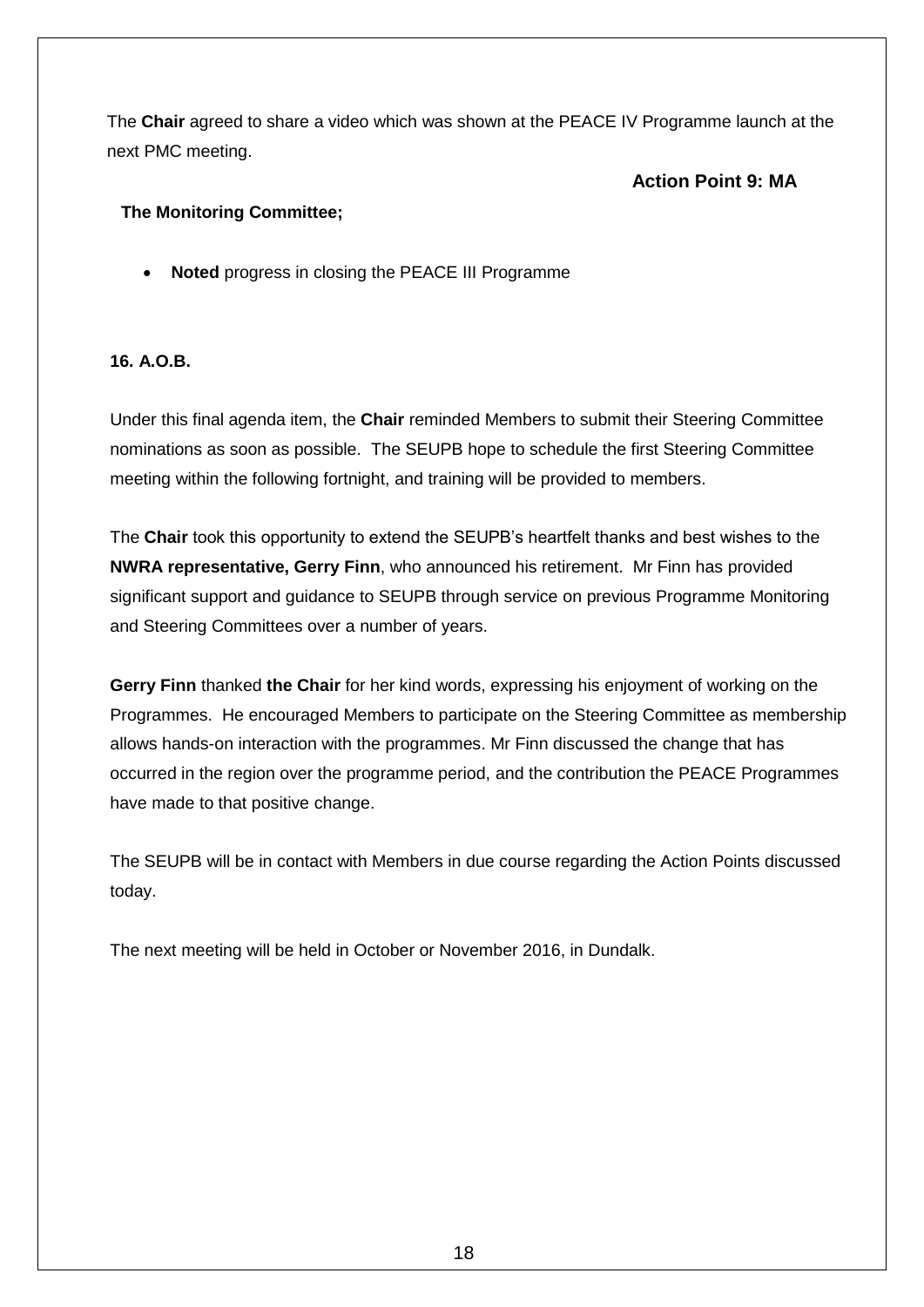The **Chair** agreed to share a video which was shown at the PEACE IV Programme launch at the next PMC meeting.

**Action Point 9: MA**

**The Monitoring Committee;**

- **Noted** progress in closing the PEACE III Programme

**16. A.O.B.**

Under this final agenda item, the **Chair** reminded Members to submit their Steering Committee nominations as soon as possible. The SEUPB hope to schedule the first Steering Committee meeting within the following fortnight, and training will be provided to members.

The **Chair** took this opportunity to extend the SEUPB's heartfelt thanks and best wishes to the **NWRA representative, Gerry Finn**, who announced his retirement. Mr Finn has provided significant support and guidance to SEUPB through service on previous Programme Monitoring and Steering Committees over a number of years.

**Gerry Finn** thanked **the Chair** for her kind words, expressing his enjoyment of working on the Programmes. He encouraged Members to participate on the Steering Committee as membership allows hands-on interaction with the programmes. Mr Finn discussed the change that has occurred in the region over the programme period, and the contribution the PEACE Programmes have made to that positive change.

The SEUPB will be in contact with Members in due course regarding the Action Points discussed today.

The next meeting will be held in October or November 2016, in Dundalk.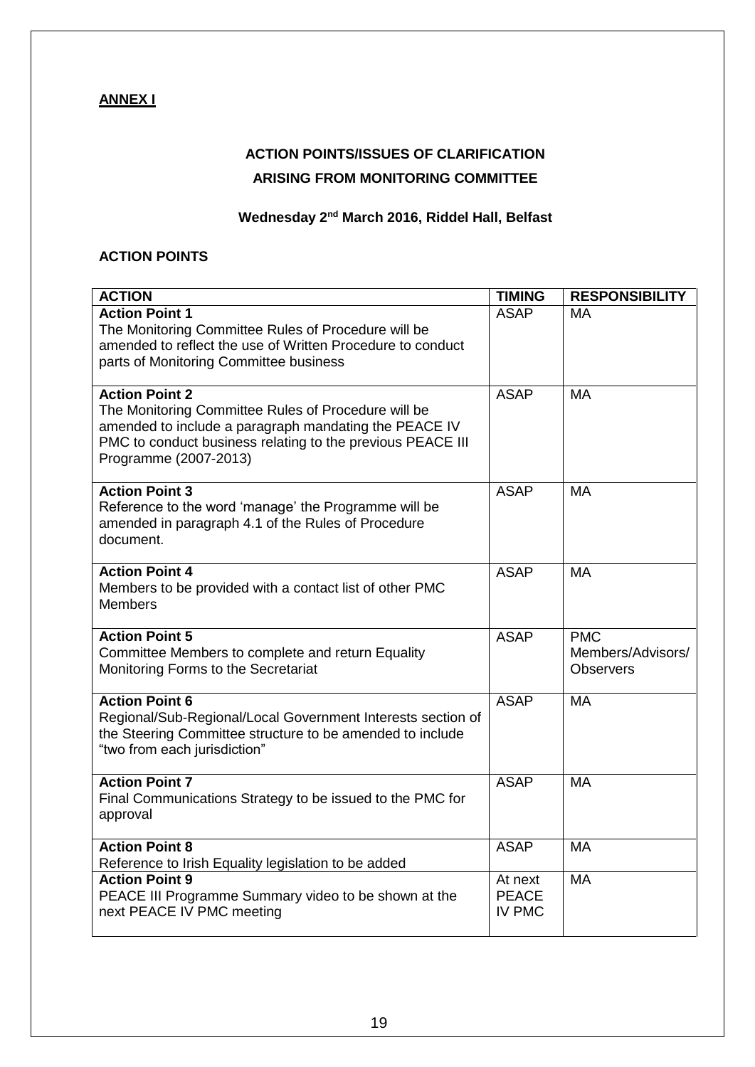**ANNEX I**

**ACTION POINTS/ISSUES OF CLARIFICATION**

**ARISING FROM MONITORING COMMITTEE**

**Wednesday 2nd March 2016, Riddel Hall, Belfast**

**ACTION POINTS**

| ACTION | TIMING | RESPONSIBILITY |
|---|---|---|
| **Action Point 1**<br>The Monitoring Committee Rules of Procedure will be amended to reflect the use of Written Procedure to conduct parts of Monitoring Committee business | ASAP | MA |
| **Action Point 2**<br>The Monitoring Committee Rules of Procedure will be amended to include a paragraph mandating the PEACE IV PMC to conduct business relating to the previous PEACE III Programme (2007-2013) | ASAP | MA |
| **Action Point 3**<br>Reference to the word 'manage' the Programme will be amended in paragraph 4.1 of the Rules of Procedure document. | ASAP | MA |
| **Action Point 4**<br>Members to be provided with a contact list of other PMC Members | ASAP | MA |
| **Action Point 5**<br>Committee Members to complete and return Equality Monitoring Forms to the Secretariat | ASAP | PMC Members/Advisors/ Observers |
| **Action Point 6**<br>Regional/Sub-Regional/Local Government Interests section of the Steering Committee structure to be amended to include "two from each jurisdiction" | ASAP | MA |
| **Action Point 7**<br>Final Communications Strategy to be issued to the PMC for approval | ASAP | MA |
| **Action Point 8**<br>Reference to Irish Equality legislation to be added | ASAP | MA |
| **Action Point 9**<br>PEACE III Programme Summary video to be shown at the next PEACE IV PMC meeting | At next PEACE IV PMC | MA |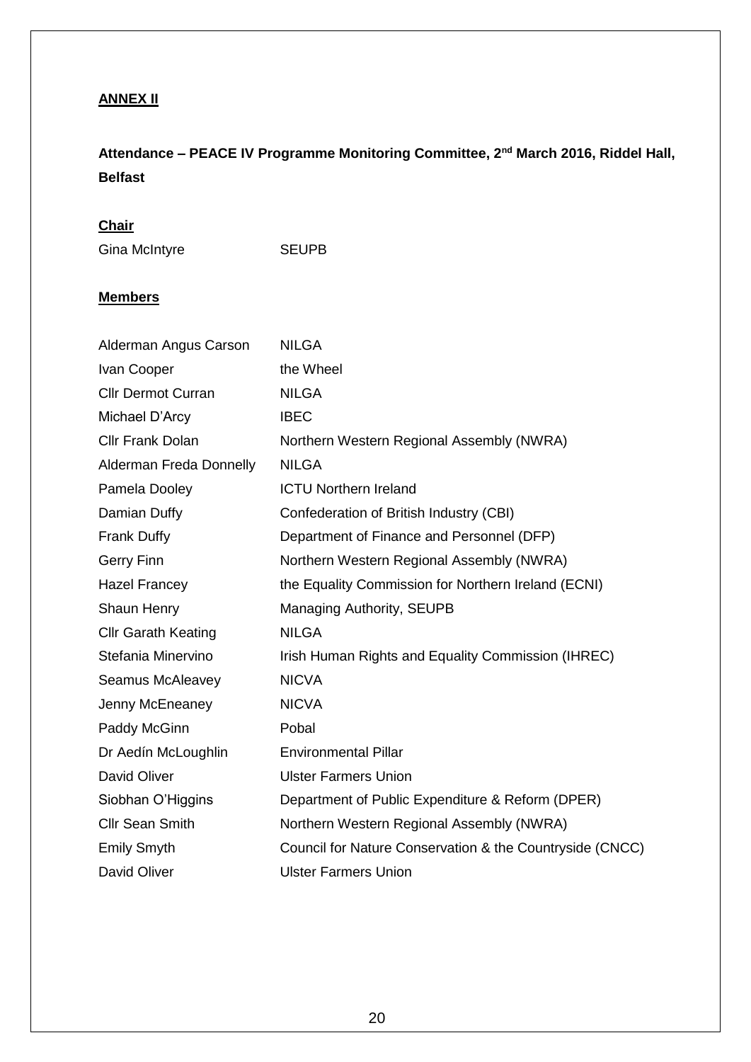**ANNEX II**

**Attendance – PEACE IV Programme Monitoring Committee, 2nd March 2016, Riddel Hall, Belfast**

**Chair**

| | |
|---|---|
| Gina McIntyre | SEUPB |

**Members**

| | |
|---|---|
| Alderman Angus Carson | NILGA |
| Ivan Cooper | the Wheel |
| Cllr Dermot Curran | NILGA |
| Michael D'Arcy | IBEC |
| Cllr Frank Dolan | Northern Western Regional Assembly (NWRA) |
| Alderman Freda Donnelly | NILGA |
| Pamela Dooley | ICTU Northern Ireland |
| Damian Duffy | Confederation of British Industry (CBI) |
| Frank Duffy | Department of Finance and Personnel (DFP) |
| Gerry Finn | Northern Western Regional Assembly (NWRA) |
| Hazel Francey | the Equality Commission for Northern Ireland (ECNI) |
| Shaun Henry | Managing Authority, SEUPB |
| Cllr Garath Keating | NILGA |
| Stefania Minervino | Irish Human Rights and Equality Commission (IHREC) |
| Seamus McAleavey | NICVA |
| Jenny McEneaney | NICVA |
| Paddy McGinn | Pobal |
| Dr Aedín McLoughlin | Environmental Pillar |
| David Oliver | Ulster Farmers Union |
| Siobhan O'Higgins | Department of Public Expenditure & Reform (DPER) |
| Cllr Sean Smith | Northern Western Regional Assembly (NWRA) |
| Emily Smyth | Council for Nature Conservation & the Countryside (CNCC) |
| David Oliver | Ulster Farmers Union |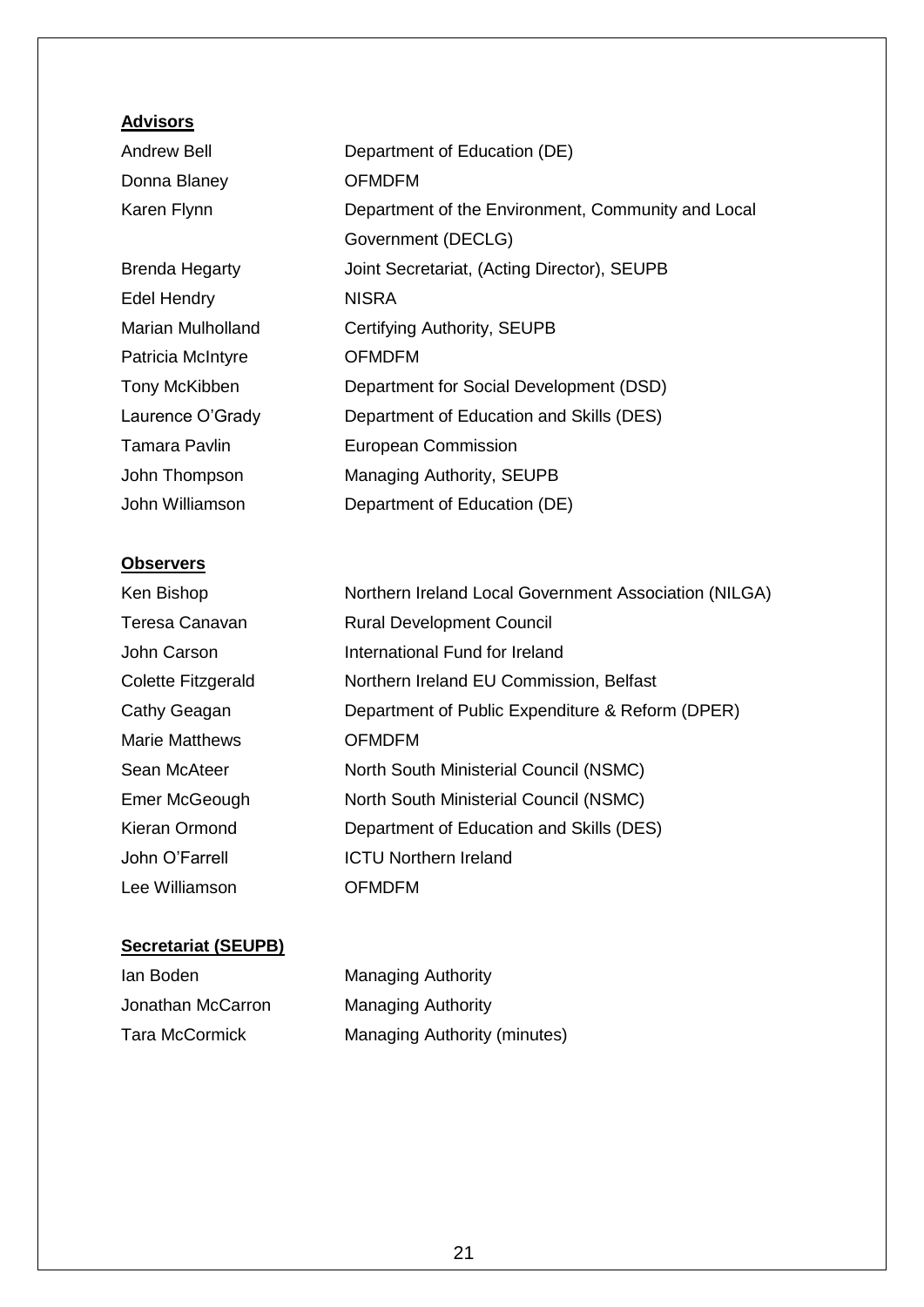**Advisors**

| | |
|---|---|
| Andrew Bell | Department of Education (DE) |
| Donna Blaney | OFMDFM |
| Karen Flynn | Department of the Environment, Community and Local Government (DECLG) |
| Brenda Hegarty | Joint Secretariat, (Acting Director), SEUPB |
| Edel Hendry | NISRA |
| Marian Mulholland | Certifying Authority, SEUPB |
| Patricia McIntyre | OFMDFM |
| Tony McKibben | Department for Social Development (DSD) |
| Laurence O'Grady | Department of Education and Skills (DES) |
| Tamara Pavlin | European Commission |
| John Thompson | Managing Authority, SEUPB |
| John Williamson | Department of Education (DE) |

**Observers**

| | |
|---|---|
| Ken Bishop | Northern Ireland Local Government Association (NILGA) |
| Teresa Canavan | Rural Development Council |
| John Carson | International Fund for Ireland |
| Colette Fitzgerald | Northern Ireland EU Commission, Belfast |
| Cathy Geagan | Department of Public Expenditure & Reform (DPER) |
| Marie Matthews | OFMDFM |
| Sean McAteer | North South Ministerial Council (NSMC) |
| Emer McGeough | North South Ministerial Council (NSMC) |
| Kieran Ormond | Department of Education and Skills (DES) |
| John O'Farrell | ICTU Northern Ireland |
| Lee Williamson | OFMDFM |

**Secretariat (SEUPB)**

| | |
|---|---|
| Ian Boden | Managing Authority |
| Jonathan McCarron | Managing Authority |
| Tara McCormick | Managing Authority (minutes) |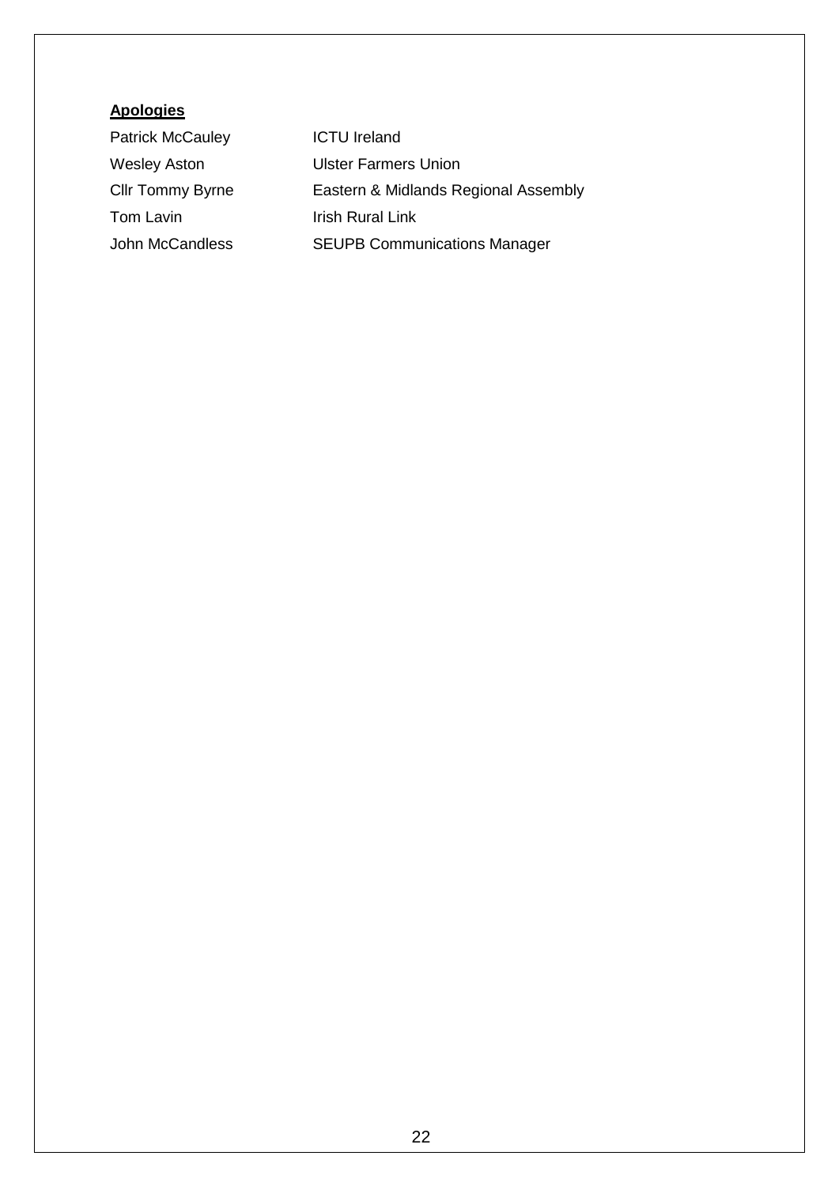**Apologies**

| | |
|---|---|
| Patrick McCauley | ICTU Ireland |
| Wesley Aston | Ulster Farmers Union |
| Cllr Tommy Byrne | Eastern & Midlands Regional Assembly |
| Tom Lavin | Irish Rural Link |
| John McCandless | SEUPB Communications Manager |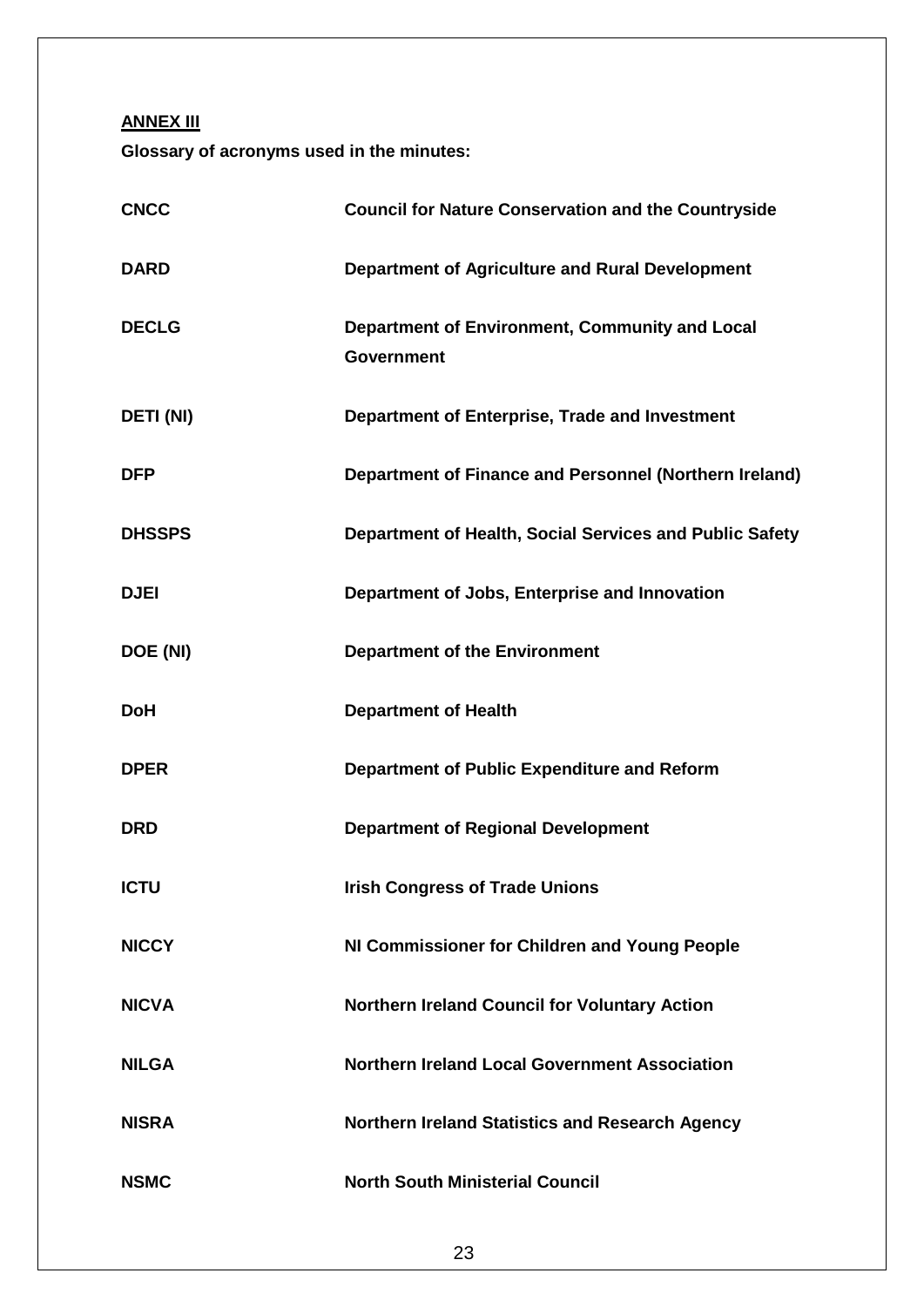**ANNEX III**

**Glossary of acronyms used in the minutes:**

| | |
|---|---|
| **CNCC** | **Council for Nature Conservation and the Countryside** |
| **DARD** | **Department of Agriculture and Rural Development** |
| **DECLG** | **Department of Environment, Community and Local Government** |
| **DETI (NI)** | **Department of Enterprise, Trade and Investment** |
| **DFP** | **Department of Finance and Personnel (Northern Ireland)** |
| **DHSSPS** | **Department of Health, Social Services and Public Safety** |
| **DJEI** | **Department of Jobs, Enterprise and Innovation** |
| **DOE (NI)** | **Department of the Environment** |
| **DoH** | **Department of Health** |
| **DPER** | **Department of Public Expenditure and Reform** |
| **DRD** | **Department of Regional Development** |
| **ICTU** | **Irish Congress of Trade Unions** |
| **NICCY** | **NI Commissioner for Children and Young People** |
| **NICVA** | **Northern Ireland Council for Voluntary Action** |
| **NILGA** | **Northern Ireland Local Government Association** |
| **NISRA** | **Northern Ireland Statistics and Research Agency** |
| **NSMC** | **North South Ministerial Council** |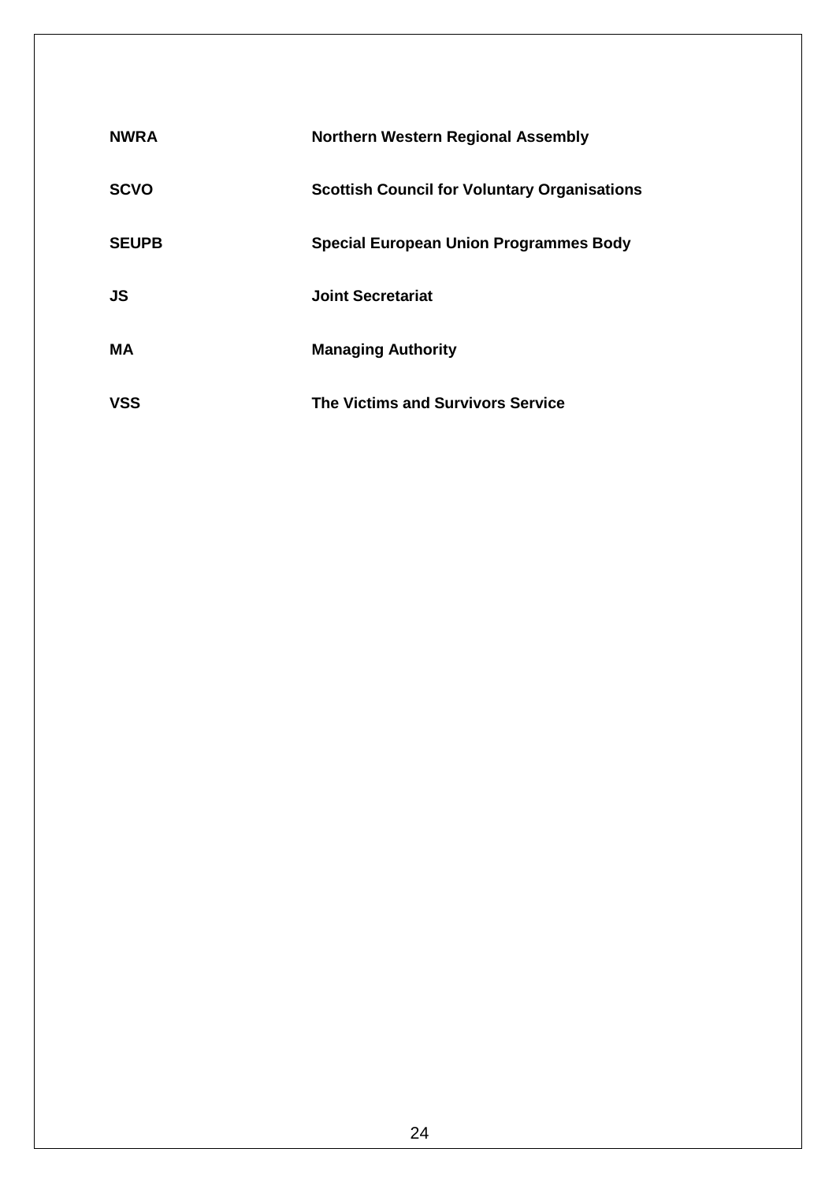| | |
|---|---|
| **NWRA** | **Northern Western Regional Assembly** |
| **SCVO** | **Scottish Council for Voluntary Organisations** |
| **SEUPB** | **Special European Union Programmes Body** |
| **JS** | **Joint Secretariat** |
| **MA** | **Managing Authority** |
| **VSS** | **The Victims and Survivors Service** |